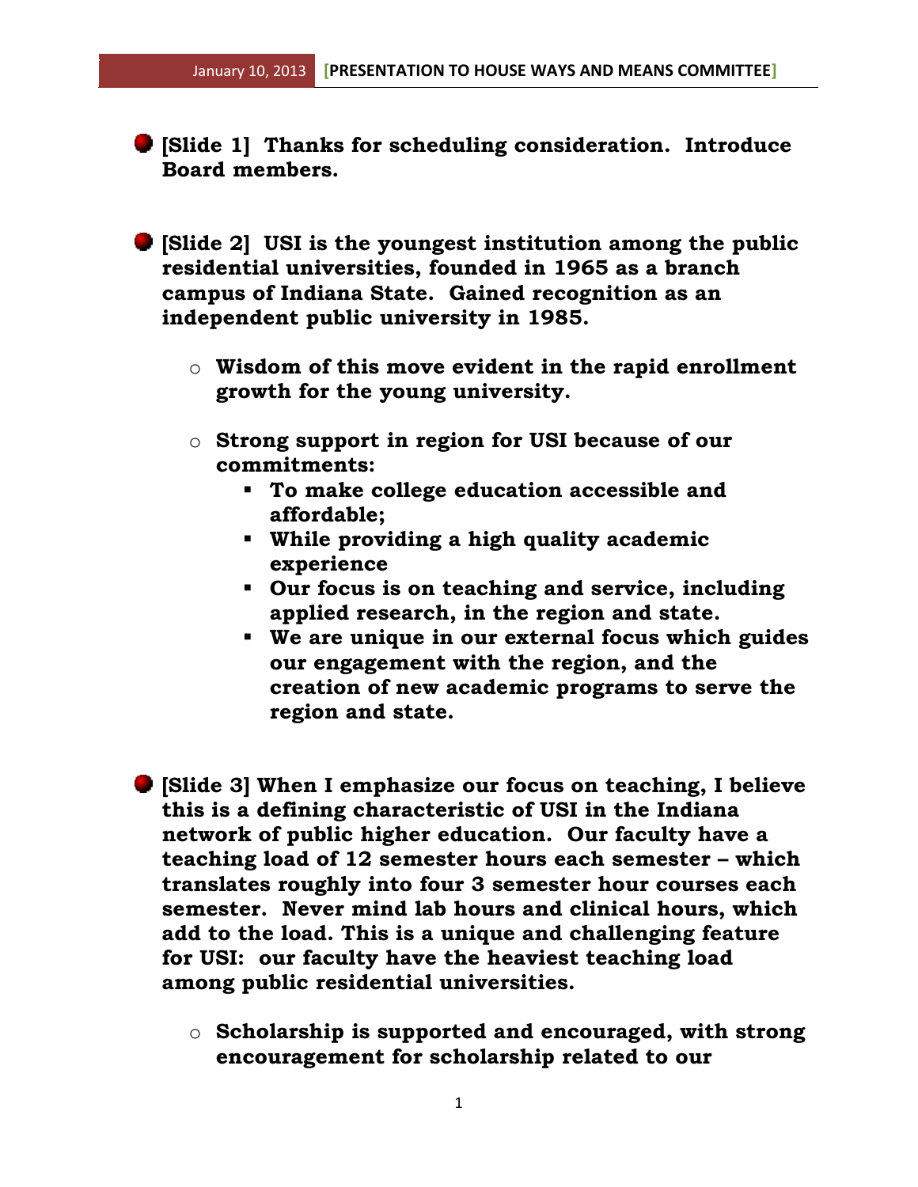- **[Slide 1] Thanks for scheduling consideration. Introduce Board members.**

- **[Slide 2] USI is the youngest institution among the public residential universities, founded in 1965 as a branch campus of Indiana State. Gained recognition as an independent public university in 1985.**
  - **Wisdom of this move evident in the rapid enrollment growth for the young university.**
  - **Strong support in region for USI because of our commitments:**
    - **To make college education accessible and affordable;**
    - **While providing a high quality academic experience**
    - **Our focus is on teaching and service, including applied research, in the region and state.**
    - **We are unique in our external focus which guides our engagement with the region, and the creation of new academic programs to serve the region and state.**

- **[Slide 3] When I emphasize our focus on teaching, I believe this is a defining characteristic of USI in the Indiana network of public higher education. Our faculty have a teaching load of 12 semester hours each semester – which translates roughly into four 3 semester hour courses each semester. Never mind lab hours and clinical hours, which add to the load. This is a unique and challenging feature for USI: our faculty have the heaviest teaching load among public residential universities.**
  - **Scholarship is supported and encouraged, with strong encouragement for scholarship related to our**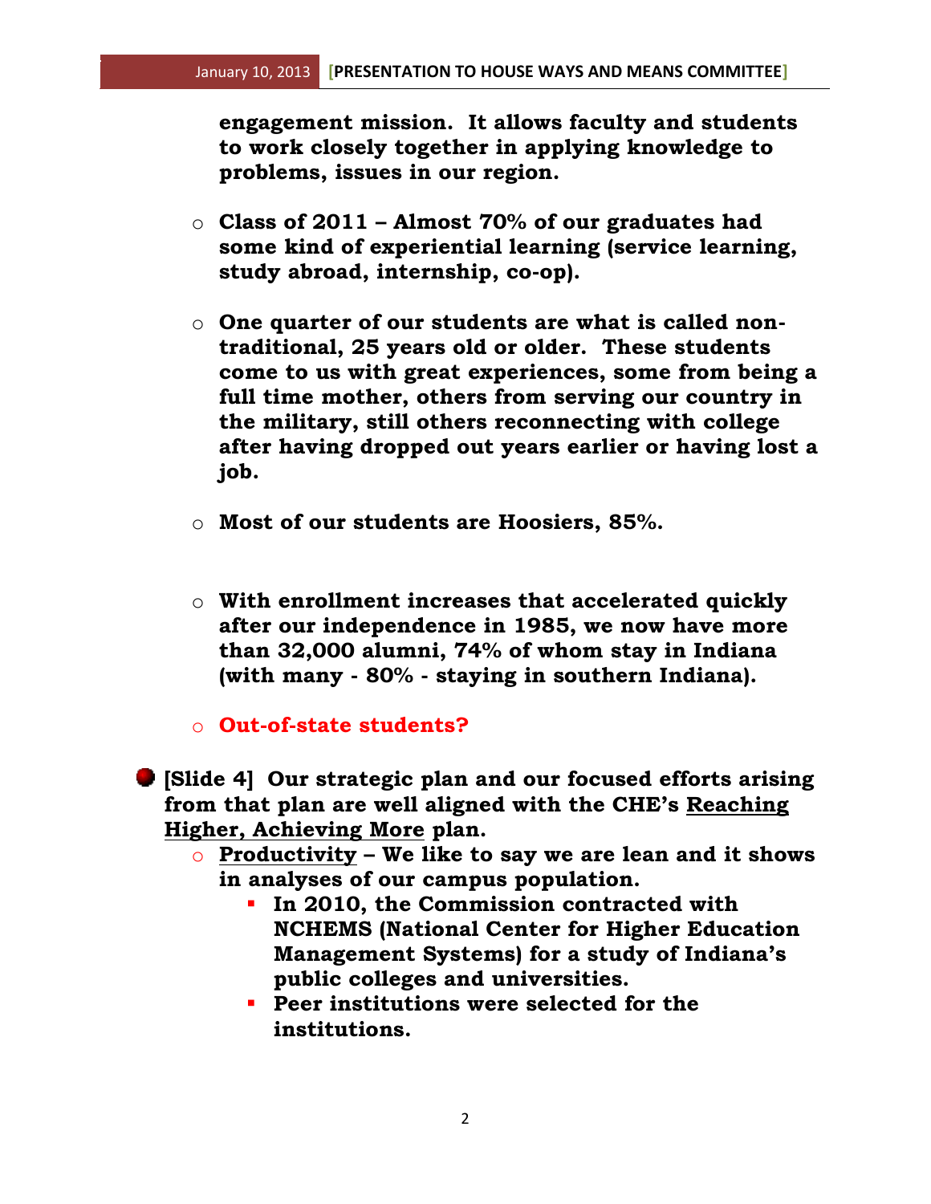**engagement mission. It allows faculty and students to work closely together in applying knowledge to problems, issues in our region.**

- **Class of 2011 – Almost 70% of our graduates had some kind of experiential learning (service learning, study abroad, internship, co-op).**
- **One quarter of our students are what is called non-traditional, 25 years old or older. These students come to us with great experiences, some from being a full time mother, others from serving our country in the military, still others reconnecting with college after having dropped out years earlier or having lost a job.**
- **Most of our students are Hoosiers, 85%.**
- **With enrollment increases that accelerated quickly after our independence in 1985, we now have more than 32,000 alumni, 74% of whom stay in Indiana (with many - 80% - staying in southern Indiana).**
- **Out-of-state students?**

- **[Slide 4] Our strategic plan and our focused efforts arising from that plan are well aligned with the CHE's Reaching Higher, Achieving More plan.**
  - **Productivity – We like to say we are lean and it shows in analyses of our campus population.**
    - **In 2010, the Commission contracted with NCHEMS (National Center for Higher Education Management Systems) for a study of Indiana's public colleges and universities.**
    - **Peer institutions were selected for the institutions.**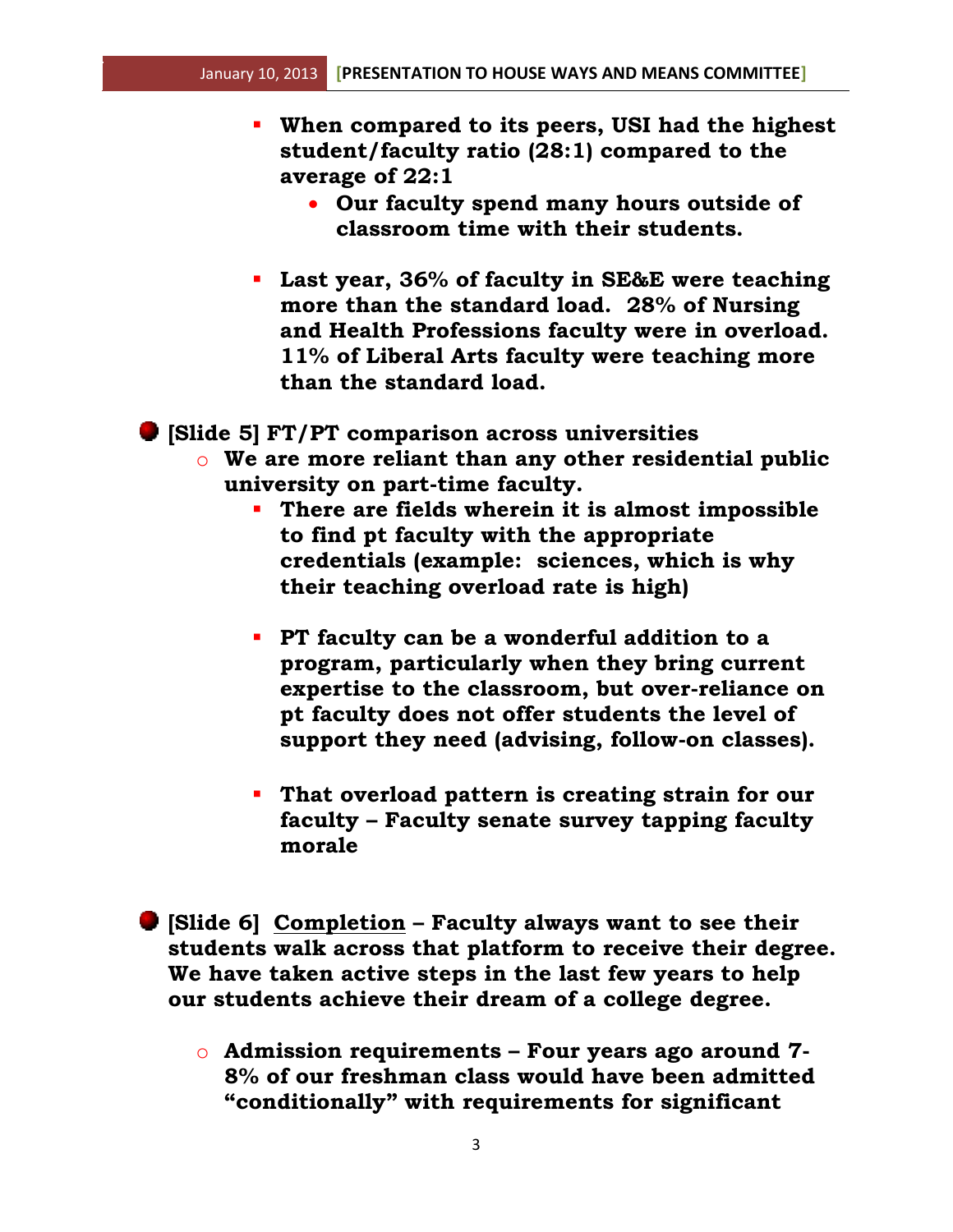- **When compared to its peers, USI had the highest student/faculty ratio (28:1) compared to the average of 22:1**
  - **Our faculty spend many hours outside of classroom time with their students.**

- **Last year, 36% of faculty in SE&E were teaching more than the standard load. 28% of Nursing and Health Professions faculty were in overload. 11% of Liberal Arts faculty were teaching more than the standard load.**

- **[Slide 5] FT/PT comparison across universities**
  - **We are more reliant than any other residential public university on part-time faculty.**
    - **There are fields wherein it is almost impossible to find pt faculty with the appropriate credentials (example: sciences, which is why their teaching overload rate is high)**

    - **PT faculty can be a wonderful addition to a program, particularly when they bring current expertise to the classroom, but over-reliance on pt faculty does not offer students the level of support they need (advising, follow-on classes).**

    - **That overload pattern is creating strain for our faculty – Faculty senate survey tapping faculty morale**

- **[Slide 6] <u>Completion</u> – Faculty always want to see their students walk across that platform to receive their degree. We have taken active steps in the last few years to help our students achieve their dream of a college degree.**

  - **Admission requirements – Four years ago around 7-8% of our freshman class would have been admitted "conditionally" with requirements for significant**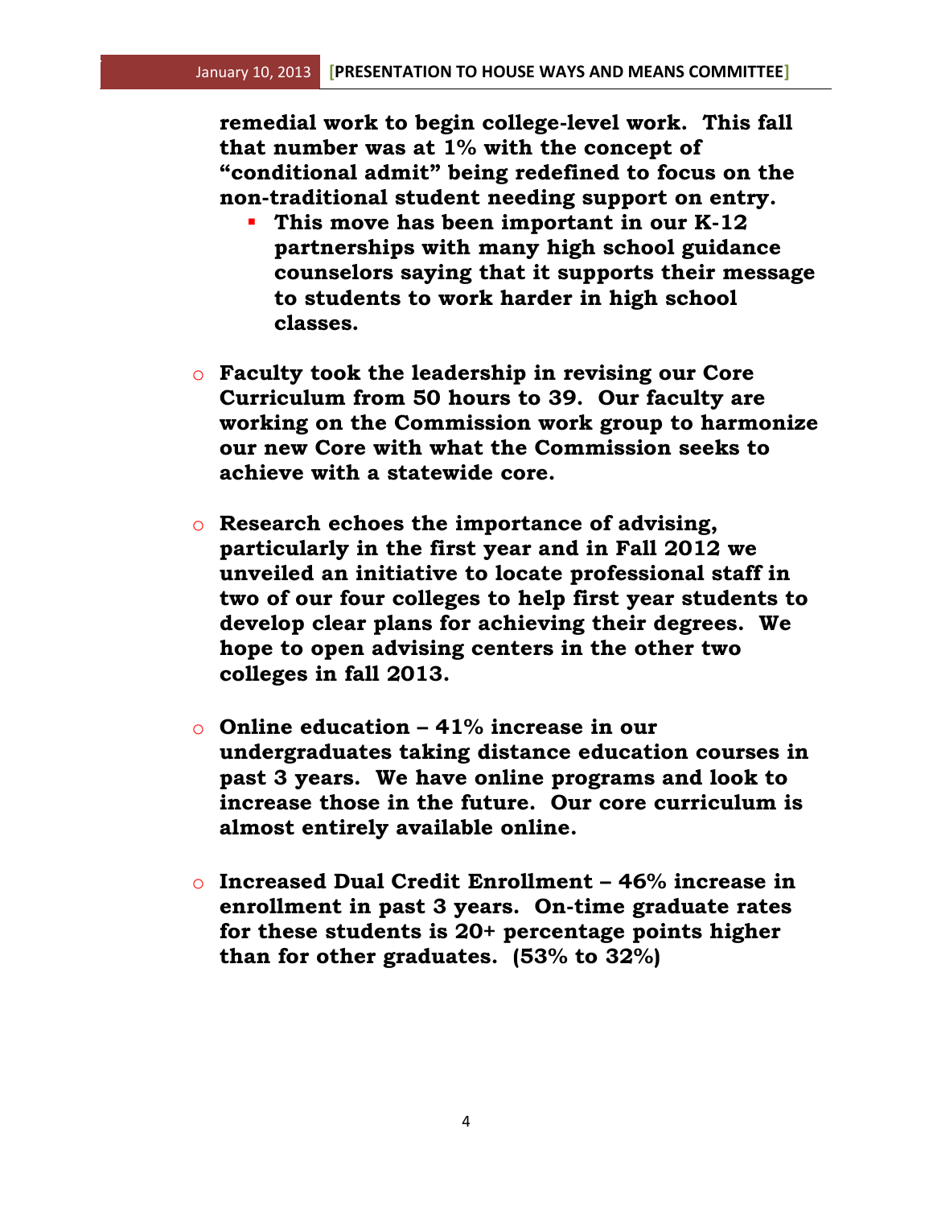**remedial work to begin college-level work. This fall that number was at 1% with the concept of "conditional admit" being redefined to focus on the non-traditional student needing support on entry.**

- **This move has been important in our K-12 partnerships with many high school guidance counselors saying that it supports their message to students to work harder in high school classes.**

- **Faculty took the leadership in revising our Core Curriculum from 50 hours to 39. Our faculty are working on the Commission work group to harmonize our new Core with what the Commission seeks to achieve with a statewide core.**

- **Research echoes the importance of advising, particularly in the first year and in Fall 2012 we unveiled an initiative to locate professional staff in two of our four colleges to help first year students to develop clear plans for achieving their degrees. We hope to open advising centers in the other two colleges in fall 2013.**

- **Online education – 41% increase in our undergraduates taking distance education courses in past 3 years. We have online programs and look to increase those in the future. Our core curriculum is almost entirely available online.**

- **Increased Dual Credit Enrollment – 46% increase in enrollment in past 3 years. On-time graduate rates for these students is 20+ percentage points higher than for other graduates. (53% to 32%)**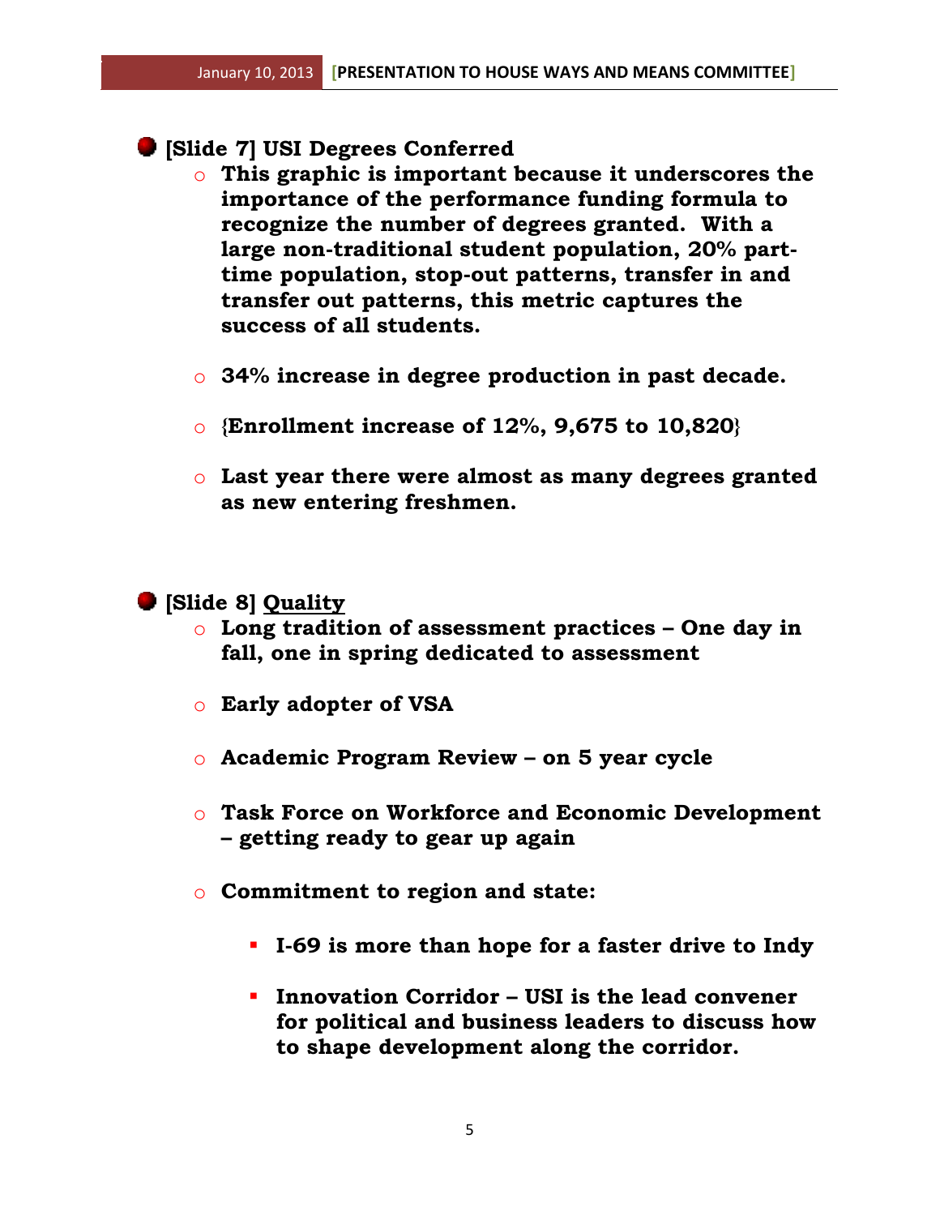- **[Slide 7] USI Degrees Conferred**
  - **This graphic is important because it underscores the importance of the performance funding formula to recognize the number of degrees granted. With a large non-traditional student population, 20% part-time population, stop-out patterns, transfer in and transfer out patterns, this metric captures the success of all students.**
  - **34% increase in degree production in past decade.**
  - **{Enrollment increase of 12%, 9,675 to 10,820}**
  - **Last year there were almost as many degrees granted as new entering freshmen.**

- **[Slide 8] <u>Quality</u>**
  - **Long tradition of assessment practices – One day in fall, one in spring dedicated to assessment**
  - **Early adopter of VSA**
  - **Academic Program Review – on 5 year cycle**
  - **Task Force on Workforce and Economic Development – getting ready to gear up again**
  - **Commitment to region and state:**
    - **I-69 is more than hope for a faster drive to Indy**
    - **Innovation Corridor – USI is the lead convener for political and business leaders to discuss how to shape development along the corridor.**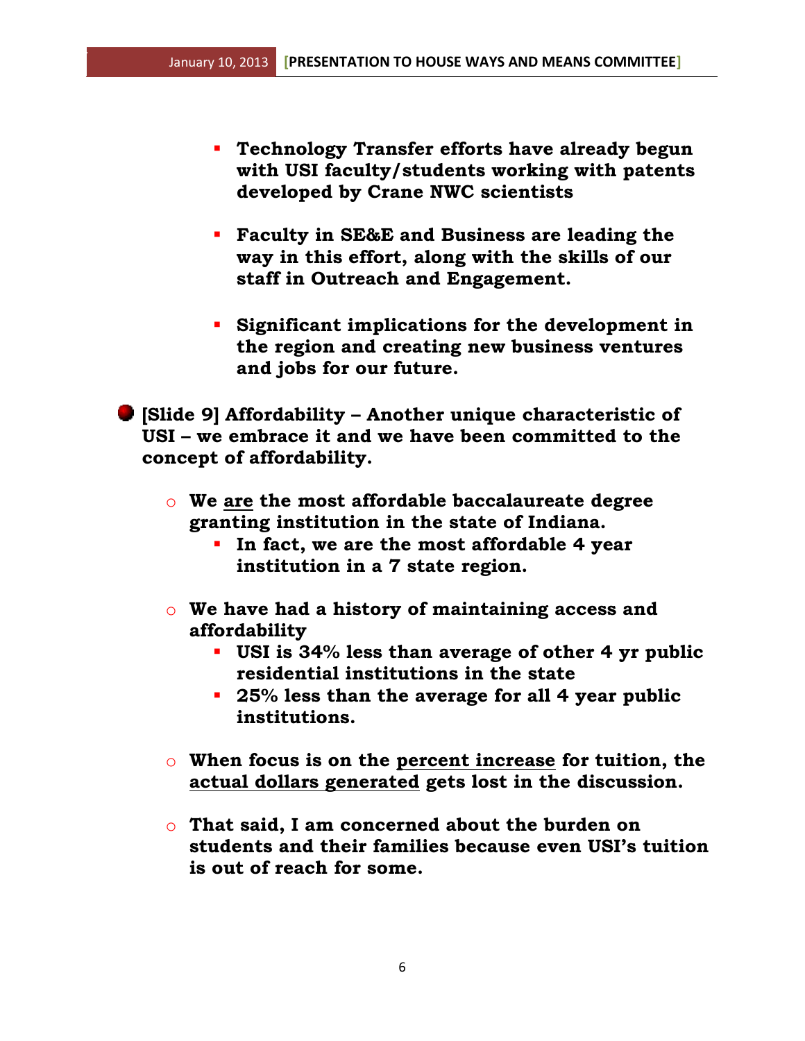- **Technology Transfer efforts have already begun with USI faculty/students working with patents developed by Crane NWC scientists**
    - **Faculty in SE&E and Business are leading the way in this effort, along with the skills of our staff in Outreach and Engagement.**
    - **Significant implications for the development in the region and creating new business ventures and jobs for our future.**

- **[Slide 9] Affordability – Another unique characteristic of USI – we embrace it and we have been committed to the concept of affordability.**
  - **We <u>are</u> the most affordable baccalaureate degree granting institution in the state of Indiana.**
    - **In fact, we are the most affordable 4 year institution in a 7 state region.**
  - **We have had a history of maintaining access and affordability**
    - **USI is 34% less than average of other 4 yr public residential institutions in the state**
    - **25% less than the average for all 4 year public institutions.**
  - **When focus is on the <u>percent increase</u> for tuition, the <u>actual dollars generated</u> gets lost in the discussion.**
  - **That said, I am concerned about the burden on students and their families because even USI's tuition is out of reach for some.**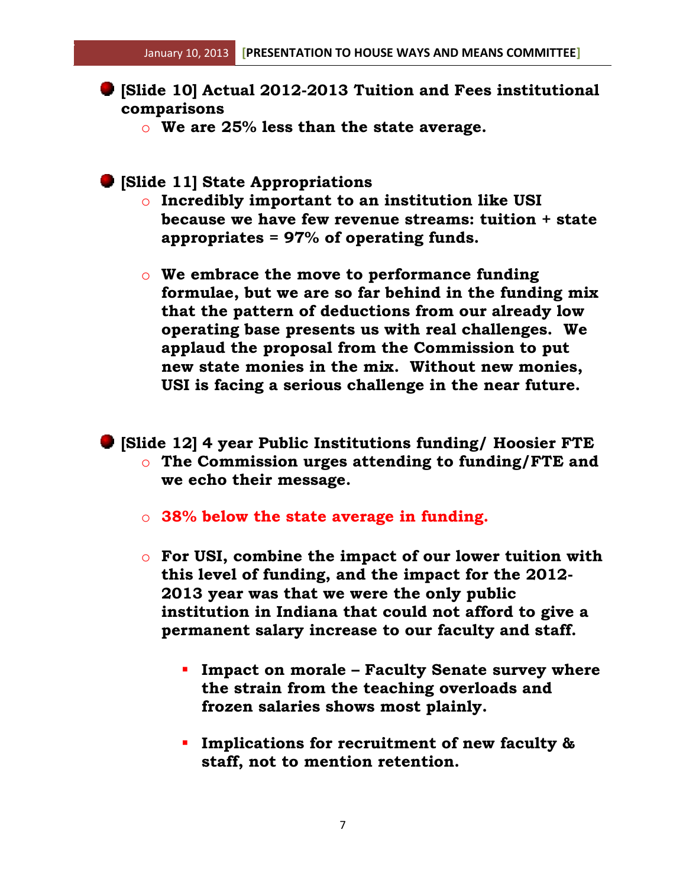- **[Slide 10] Actual 2012-2013 Tuition and Fees institutional comparisons**
  - **We are 25% less than the state average.**

- **[Slide 11] State Appropriations**
  - **Incredibly important to an institution like USI because we have few revenue streams: tuition + state appropriates = 97% of operating funds.**

  - **We embrace the move to performance funding formulae, but we are so far behind in the funding mix that the pattern of deductions from our already low operating base presents us with real challenges. We applaud the proposal from the Commission to put new state monies in the mix. Without new monies, USI is facing a serious challenge in the near future.**

- **[Slide 12] 4 year Public Institutions funding/ Hoosier FTE**
  - **The Commission urges attending to funding/FTE and we echo their message.**

  - **38% below the state average in funding.**

  - **For USI, combine the impact of our lower tuition with this level of funding, and the impact for the 2012-2013 year was that we were the only public institution in Indiana that could not afford to give a permanent salary increase to our faculty and staff.**

    - **Impact on morale – Faculty Senate survey where the strain from the teaching overloads and frozen salaries shows most plainly.**

    - **Implications for recruitment of new faculty & staff, not to mention retention.**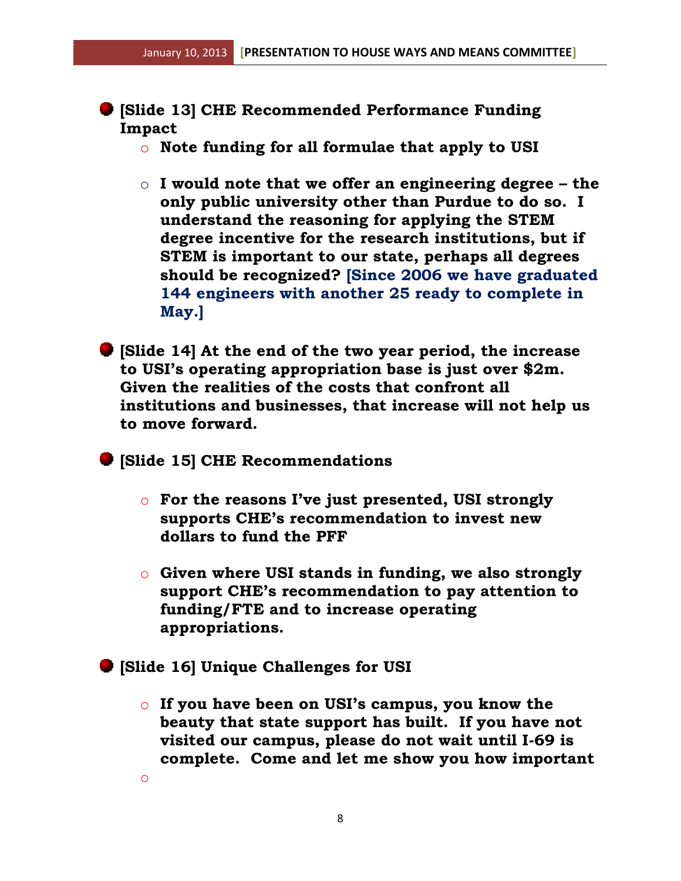- **[Slide 13] CHE Recommended Performance Funding Impact**
    - **Note funding for all formulae that apply to USI**
    - **I would note that we offer an engineering degree – the only public university other than Purdue to do so. I understand the reasoning for applying the STEM degree incentive for the research institutions, but if STEM is important to our state, perhaps all degrees should be recognized? [Since 2006 we have graduated 144 engineers with another 25 ready to complete in May.]**

- **[Slide 14] At the end of the two year period, the increase to USI's operating appropriation base is just over $2m. Given the realities of the costs that confront all institutions and businesses, that increase will not help us to move forward.**

- **[Slide 15] CHE Recommendations**
    - **For the reasons I've just presented, USI strongly supports CHE's recommendation to invest new dollars to fund the PFF**
    - **Given where USI stands in funding, we also strongly support CHE's recommendation to pay attention to funding/FTE and to increase operating appropriations.**

- **[Slide 16] Unique Challenges for USI**
    - **If you have been on USI's campus, you know the beauty that state support has built. If you have not visited our campus, please do not wait until I-69 is complete. Come and let me show you how important**
    -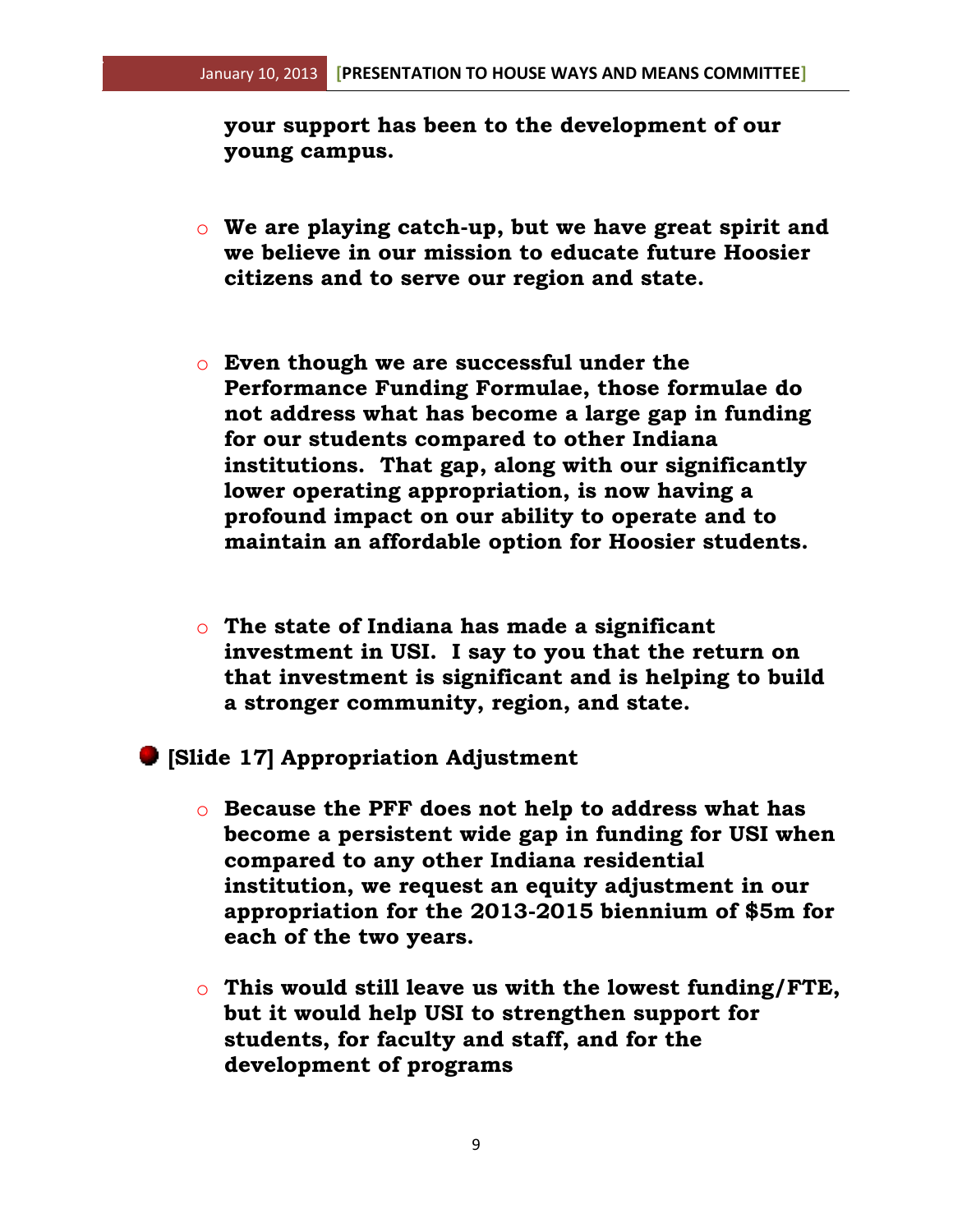**your support has been to the development of our young campus.**

- **We are playing catch-up, but we have great spirit and we believe in our mission to educate future Hoosier citizens and to serve our region and state.**

- **Even though we are successful under the Performance Funding Formulae, those formulae do not address what has become a large gap in funding for our students compared to other Indiana institutions. That gap, along with our significantly lower operating appropriation, is now having a profound impact on our ability to operate and to maintain an affordable option for Hoosier students.**

- **The state of Indiana has made a significant investment in USI. I say to you that the return on that investment is significant and is helping to build a stronger community, region, and state.**

- **[Slide 17] Appropriation Adjustment**

  - **Because the PFF does not help to address what has become a persistent wide gap in funding for USI when compared to any other Indiana residential institution, we request an equity adjustment in our appropriation for the 2013-2015 biennium of $5m for each of the two years.**

  - **This would still leave us with the lowest funding/FTE, but it would help USI to strengthen support for students, for faculty and staff, and for the development of programs**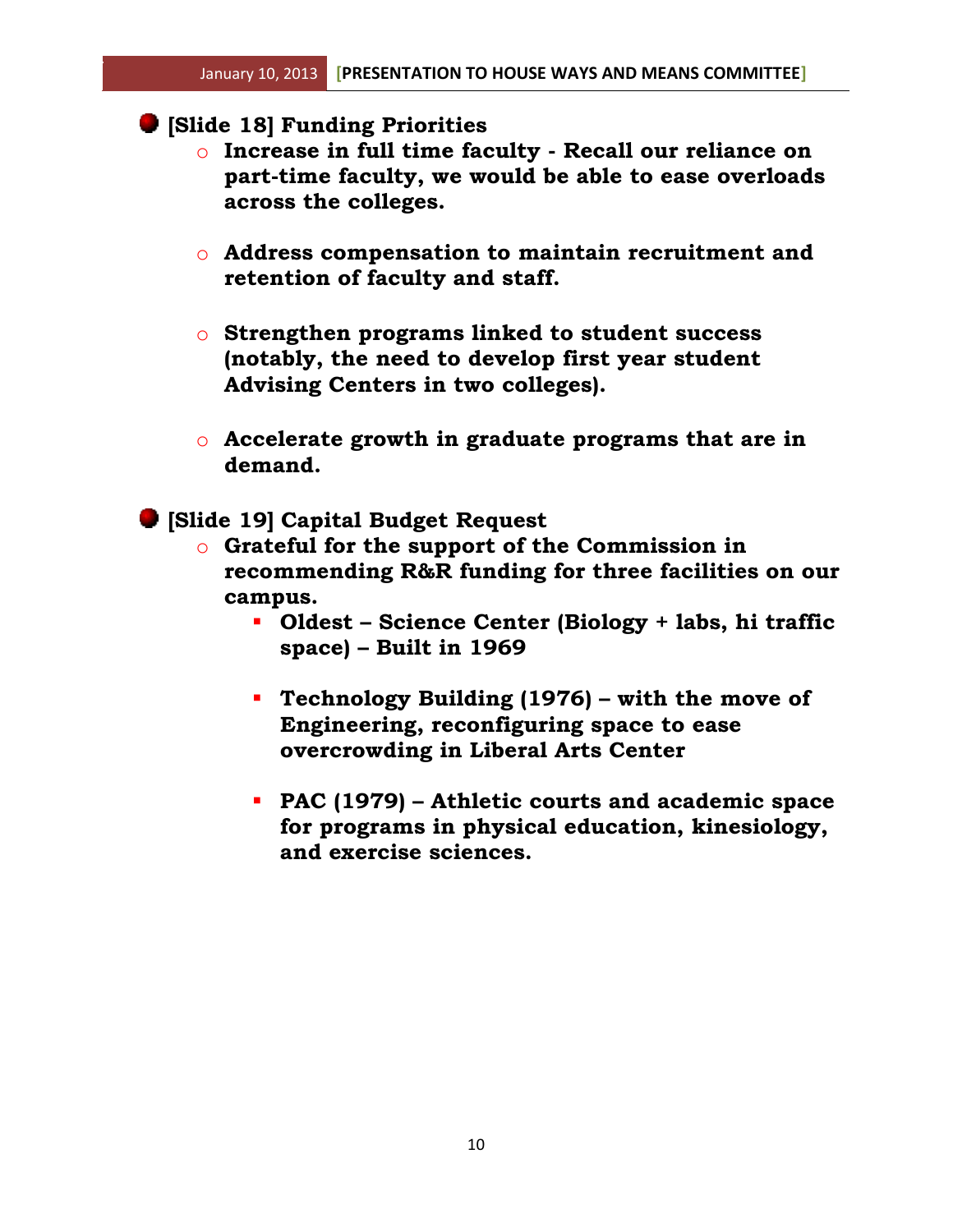- **[Slide 18] Funding Priorities**
  - **Increase in full time faculty - Recall our reliance on part-time faculty, we would be able to ease overloads across the colleges.**
  - **Address compensation to maintain recruitment and retention of faculty and staff.**
  - **Strengthen programs linked to student success (notably, the need to develop first year student Advising Centers in two colleges).**
  - **Accelerate growth in graduate programs that are in demand.**

- **[Slide 19] Capital Budget Request**
  - **Grateful for the support of the Commission in recommending R&R funding for three facilities on our campus.**
    - **Oldest – Science Center (Biology + labs, hi traffic space) – Built in 1969**
    - **Technology Building (1976) – with the move of Engineering, reconfiguring space to ease overcrowding in Liberal Arts Center**
    - **PAC (1979) – Athletic courts and academic space for programs in physical education, kinesiology, and exercise sciences.**